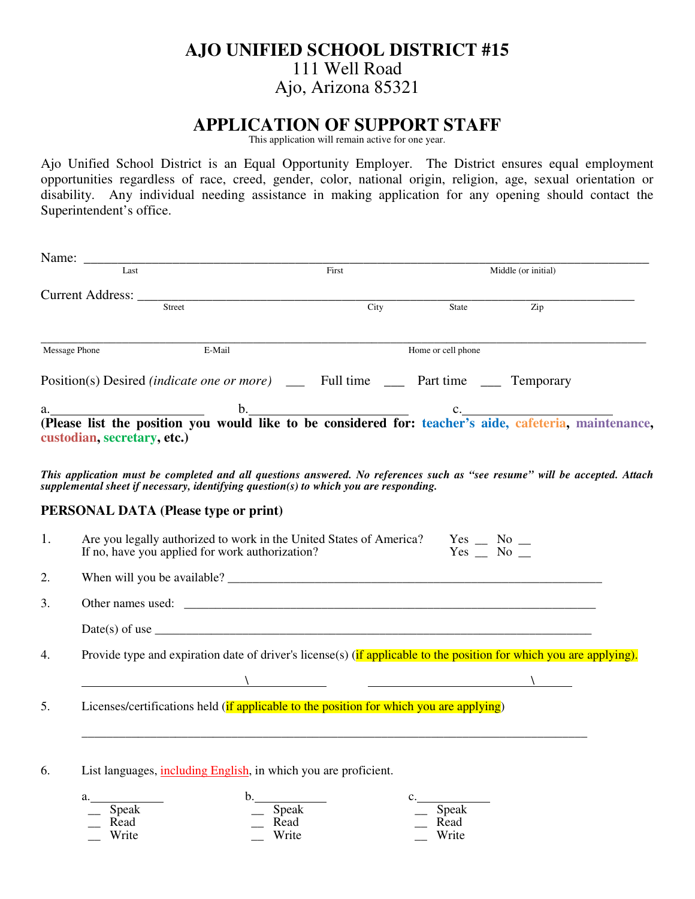# AJO UNIFIED SCHOOL DISTRICT #15

111 Well Road
Ajo, Arizona 85321

## APPLICATION OF SUPPORT STAFF

This application will remain active for one year.

Ajo Unified School District is an Equal Opportunity Employer. The District ensures equal employment opportunities regardless of race, creed, gender, color, national origin, religion, age, sexual orientation or disability. Any individual needing assistance in making application for any opening should contact the Superintendent's office.

Name: ______________________________________________________________________
Last &nbsp;&nbsp;&nbsp;&nbsp;&nbsp;&nbsp;&nbsp;&nbsp; First &nbsp;&nbsp;&nbsp;&nbsp;&nbsp;&nbsp;&nbsp;&nbsp; Middle (or initial)

Current Address: ____________________________________________________________
Street &nbsp;&nbsp;&nbsp;&nbsp;&nbsp;&nbsp;&nbsp;&nbsp; City &nbsp;&nbsp;&nbsp;&nbsp; State &nbsp;&nbsp;&nbsp;&nbsp; Zip

______________________________________________________________________________
Message Phone &nbsp;&nbsp;&nbsp;&nbsp;&nbsp;&nbsp;&nbsp;&nbsp; E-Mail &nbsp;&nbsp;&nbsp;&nbsp;&nbsp;&nbsp;&nbsp;&nbsp; Home or cell phone

Position(s) Desired *(indicate one or more)* ___ Full time ___ Part time ___ Temporary

a.______________________ b.______________________ c.______________________

**(Please list the position you would like to be considered for: teacher's aide, cafeteria, maintenance, custodian, secretary, etc.)**

***This application must be completed and all questions answered. No references such as "see resume" will be accepted. Attach supplemental sheet if necessary, identifying question(s) to which you are responding.***

### PERSONAL DATA (Please type or print)

1. Are you legally authorized to work in the United States of America? Yes __ No __
   If no, have you applied for work authorization? Yes __ No __

2. When will you be available? ____________________________________________________

3. Other names used: ____________________________________________________________

   Date(s) of use _______________________________________________________________

4. Provide type and expiration date of driver's license(s) (if applicable to the position for which you are applying).

   ________________________\____________ &nbsp;&nbsp;&nbsp; ________________________\______

5. Licenses/certifications held (if applicable to the position for which you are applying)

   ______________________________________________________________________________

6. List languages, including English, in which you are proficient.

   a.___________ &nbsp;&nbsp;&nbsp;&nbsp; b.___________ &nbsp;&nbsp;&nbsp;&nbsp; c.___________
   __ Speak &nbsp;&nbsp;&nbsp;&nbsp;&nbsp;&nbsp;&nbsp;&nbsp; __ Speak &nbsp;&nbsp;&nbsp;&nbsp;&nbsp;&nbsp;&nbsp;&nbsp; __ Speak
   __ Read &nbsp;&nbsp;&nbsp;&nbsp;&nbsp;&nbsp;&nbsp;&nbsp;&nbsp; __ Read &nbsp;&nbsp;&nbsp;&nbsp;&nbsp;&nbsp;&nbsp;&nbsp;&nbsp; __ Read
   __ Write &nbsp;&nbsp;&nbsp;&nbsp;&nbsp;&nbsp;&nbsp;&nbsp; __ Write &nbsp;&nbsp;&nbsp;&nbsp;&nbsp;&nbsp;&nbsp;&nbsp; __ Write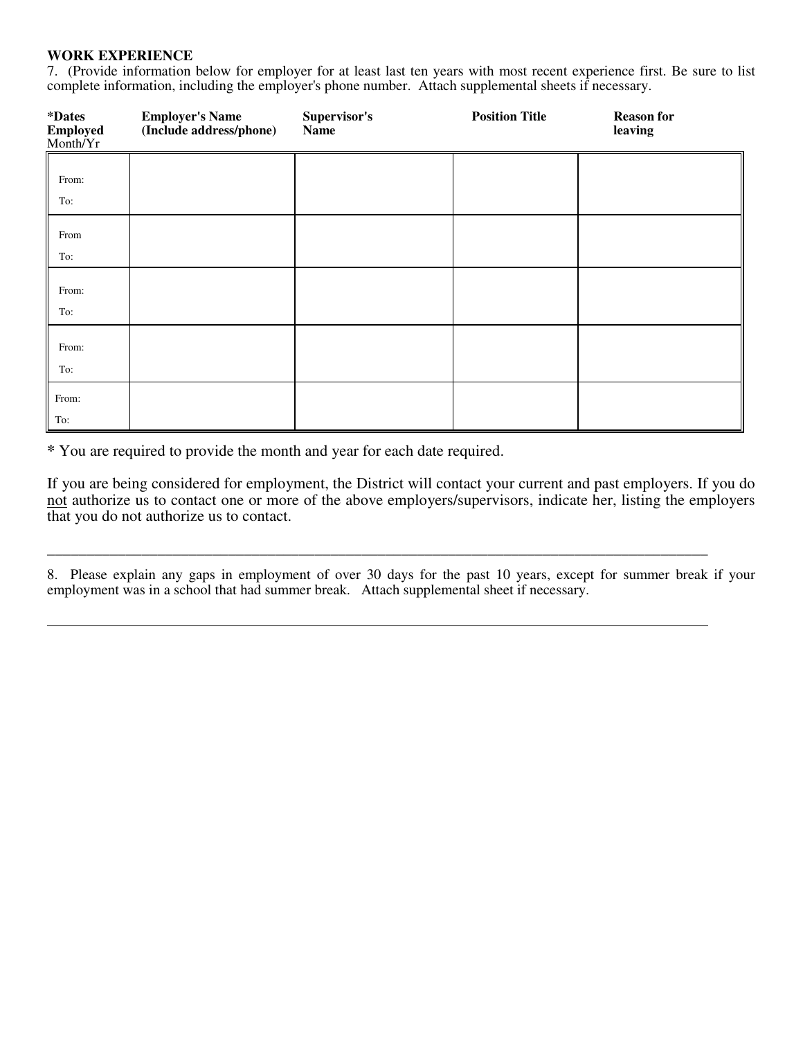**WORK EXPERIENCE**

7. (Provide information below for employer for at least last ten years with most recent experience first. Be sure to list complete information, including the employer's phone number. Attach supplemental sheets if necessary.

| ***Dates Employed** Month/Yr | **Employer's Name (Include address/phone)** | **Supervisor's Name** | **Position Title** | **Reason for leaving** |
|---|---|---|---|---|
| From: <br> To: | | | | |
| From <br> To: | | | | |
| From: <br> To: | | | | |
| From: <br> To: | | | | |
| From: <br> To: | | | | |

**\*** You are required to provide the month and year for each date required.

If you are being considered for employment, the District will contact your current and past employers. If you do not authorize us to contact one or more of the above employers/supervisors, indicate her, listing the employers that you do not authorize us to contact.

______________________________________________________________________________________

8. Please explain any gaps in employment of over 30 days for the past 10 years, except for summer break if your employment was in a school that had summer break. Attach supplemental sheet if necessary.

______________________________________________________________________________________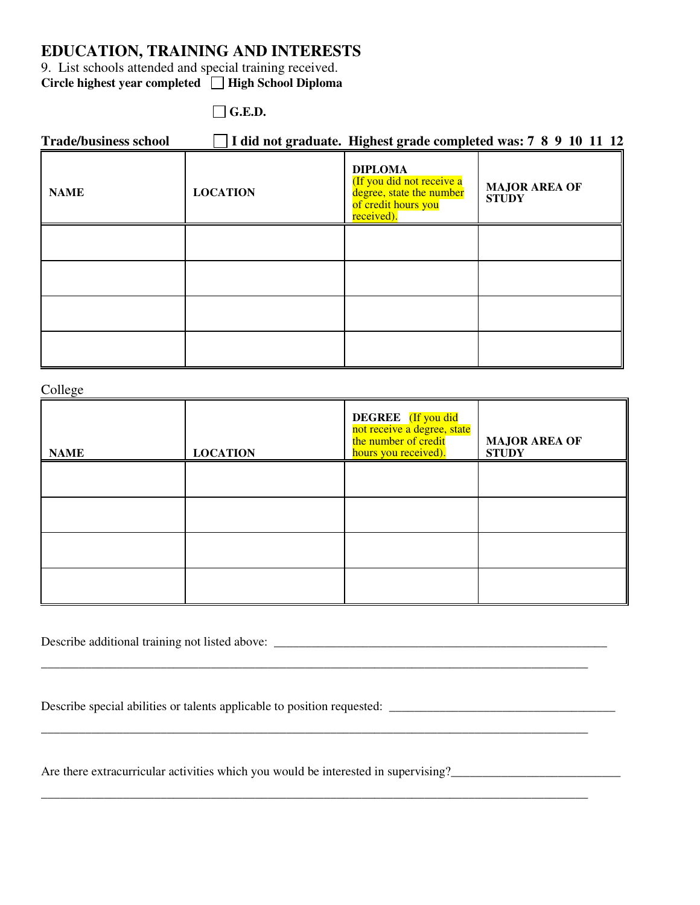## EDUCATION, TRAINING AND INTERESTS

9. List schools attended and special training received.

**Circle highest year completed** ☐ **High School Diploma**

☐ **G.E.D.**

**Trade/business school** ☐ **I did not graduate. Highest grade completed was: 7 8 9 10 11 12**

| **NAME** | **LOCATION** | **DIPLOMA** (If you did not receive a degree, state the number of credit hours you received). | **MAJOR AREA OF STUDY** |
|---|---|---|---|
| | | | |
| | | | |
| | | | |
| | | | |

College

| **NAME** | **LOCATION** | **DEGREE** (If you did not receive a degree, state the number of credit hours you received). | **MAJOR AREA OF STUDY** |
|---|---|---|---|
| | | | |
| | | | |
| | | | |
| | | | |

Describe additional training not listed above: ______________________________________________________

_____________________________________________________________________________________________

Describe special abilities or talents applicable to position requested: ____________________________________

_____________________________________________________________________________________________

Are there extracurricular activities which you would be interested in supervising?___________________________

_____________________________________________________________________________________________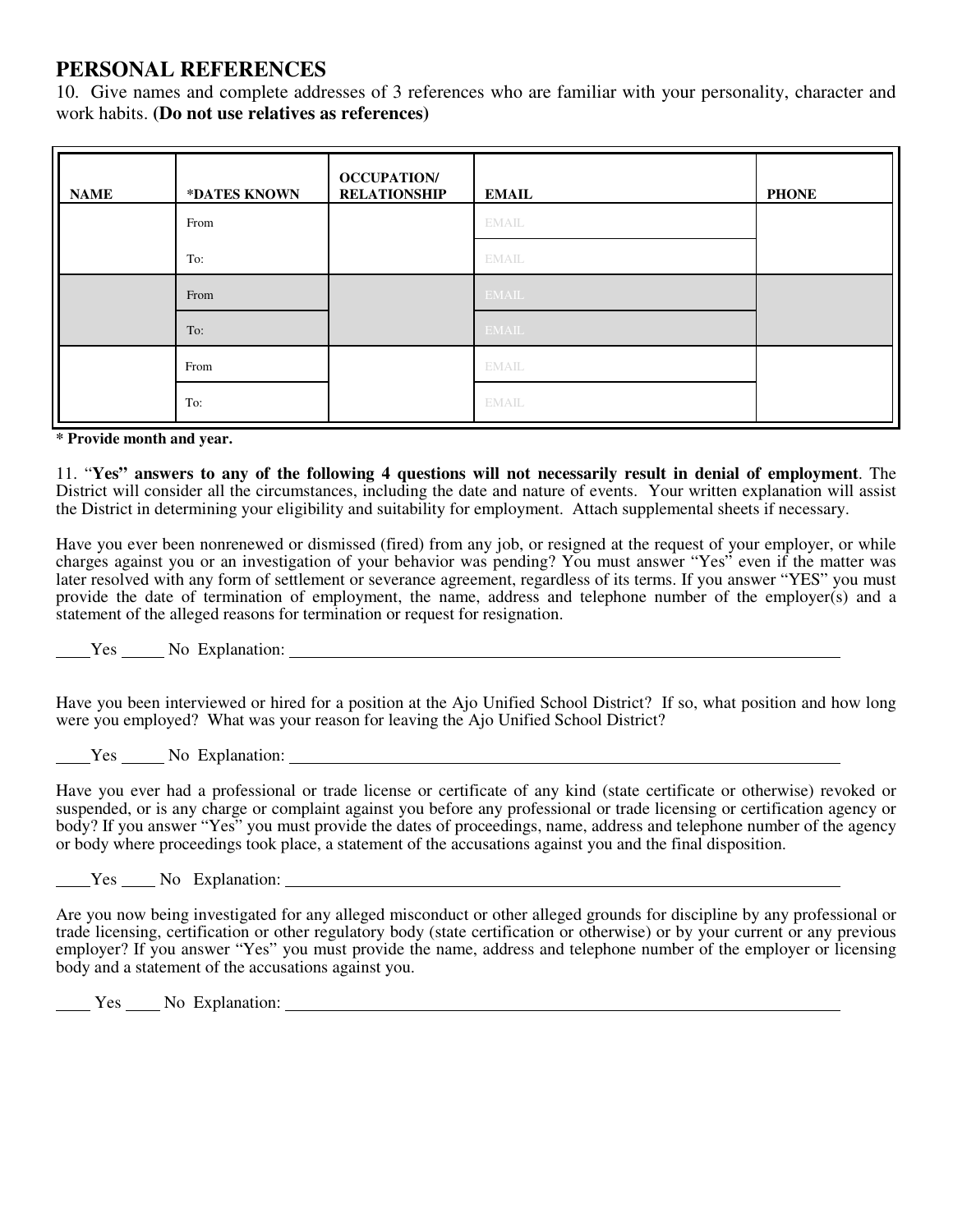## PERSONAL REFERENCES

10. Give names and complete addresses of 3 references who are familiar with your personality, character and work habits. **(Do not use relatives as references)**

| NAME | *DATES KNOWN | OCCUPATION/ RELATIONSHIP | EMAIL | PHONE |
|---|---|---|---|---|
| | From | | EMAIL | |
| | To: | | EMAIL | |
| | From | | EMAIL | |
| | To: | | EMAIL | |
| | From | | EMAIL | |
| | To: | | EMAIL | |

**\* Provide month and year.**

11. "**Yes" answers to any of the following 4 questions will not necessarily result in denial of employment**. The District will consider all the circumstances, including the date and nature of events. Your written explanation will assist the District in determining your eligibility and suitability for employment. Attach supplemental sheets if necessary.

Have you ever been nonrenewed or dismissed (fired) from any job, or resigned at the request of your employer, or while charges against you or an investigation of your behavior was pending? You must answer "Yes" even if the matter was later resolved with any form of settlement or severance agreement, regardless of its terms. If you answer "YES" you must provide the date of termination of employment, the name, address and telephone number of the employer(s) and a statement of the alleged reasons for termination or request for resignation.

____Yes _____ No Explanation: ______________________________________________________________

Have you been interviewed or hired for a position at the Ajo Unified School District? If so, what position and how long were you employed? What was your reason for leaving the Ajo Unified School District?

____Yes _____ No Explanation: ______________________________________________________________

Have you ever had a professional or trade license or certificate of any kind (state certificate or otherwise) revoked or suspended, or is any charge or complaint against you before any professional or trade licensing or certification agency or body? If you answer "Yes" you must provide the dates of proceedings, name, address and telephone number of the agency or body where proceedings took place, a statement of the accusations against you and the final disposition.

____Yes ____ No Explanation: ______________________________________________________________

Are you now being investigated for any alleged misconduct or other alleged grounds for discipline by any professional or trade licensing, certification or other regulatory body (state certification or otherwise) or by your current or any previous employer? If you answer "Yes" you must provide the name, address and telephone number of the employer or licensing body and a statement of the accusations against you.

____ Yes ____ No Explanation: ______________________________________________________________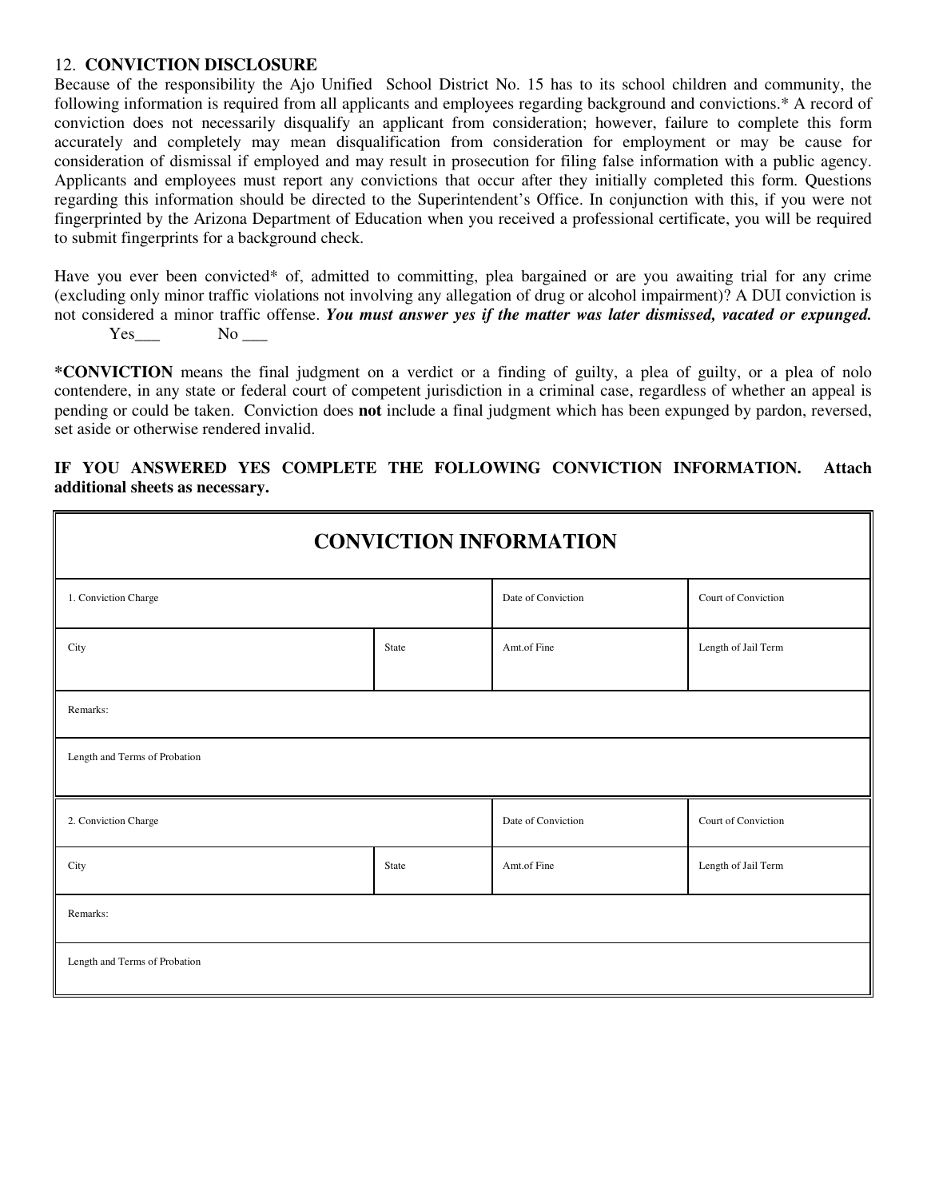12. **CONVICTION DISCLOSURE**

Because of the responsibility the Ajo Unified School District No. 15 has to its school children and community, the following information is required from all applicants and employees regarding background and convictions.* A record of conviction does not necessarily disqualify an applicant from consideration; however, failure to complete this form accurately and completely may mean disqualification from consideration for employment or may be cause for consideration of dismissal if employed and may result in prosecution for filing false information with a public agency. Applicants and employees must report any convictions that occur after they initially completed this form. Questions regarding this information should be directed to the Superintendent's Office. In conjunction with this, if you were not fingerprinted by the Arizona Department of Education when you received a professional certificate, you will be required to submit fingerprints for a background check.

Have you ever been convicted* of, admitted to committing, plea bargained or are you awaiting trial for any crime (excluding only minor traffic violations not involving any allegation of drug or alcohol impairment)? A DUI conviction is not considered a minor traffic offense. ***You must answer yes if the matter was later dismissed, vacated or expunged.***

Yes___ No ___

***CONVICTION** means the final judgment on a verdict or a finding of guilty, a plea of guilty, or a plea of nolo contendere, in any state or federal court of competent jurisdiction in a criminal case, regardless of whether an appeal is pending or could be taken. Conviction does **not** include a final judgment which has been expunged by pardon, reversed, set aside or otherwise rendered invalid.

**IF YOU ANSWERED YES COMPLETE THE FOLLOWING CONVICTION INFORMATION. Attach additional sheets as necessary.**

| CONVICTION INFORMATION | | | |
|---|---|---|---|
| 1. Conviction Charge | | Date of Conviction | Court of Conviction |
| City | State | Amt.of Fine | Length of Jail Term |
| Remarks: | | | |
| Length and Terms of Probation | | | |
| 2. Conviction Charge | | Date of Conviction | Court of Conviction |
| City | State | Amt.of Fine | Length of Jail Term |
| Remarks: | | | |
| Length and Terms of Probation | | | |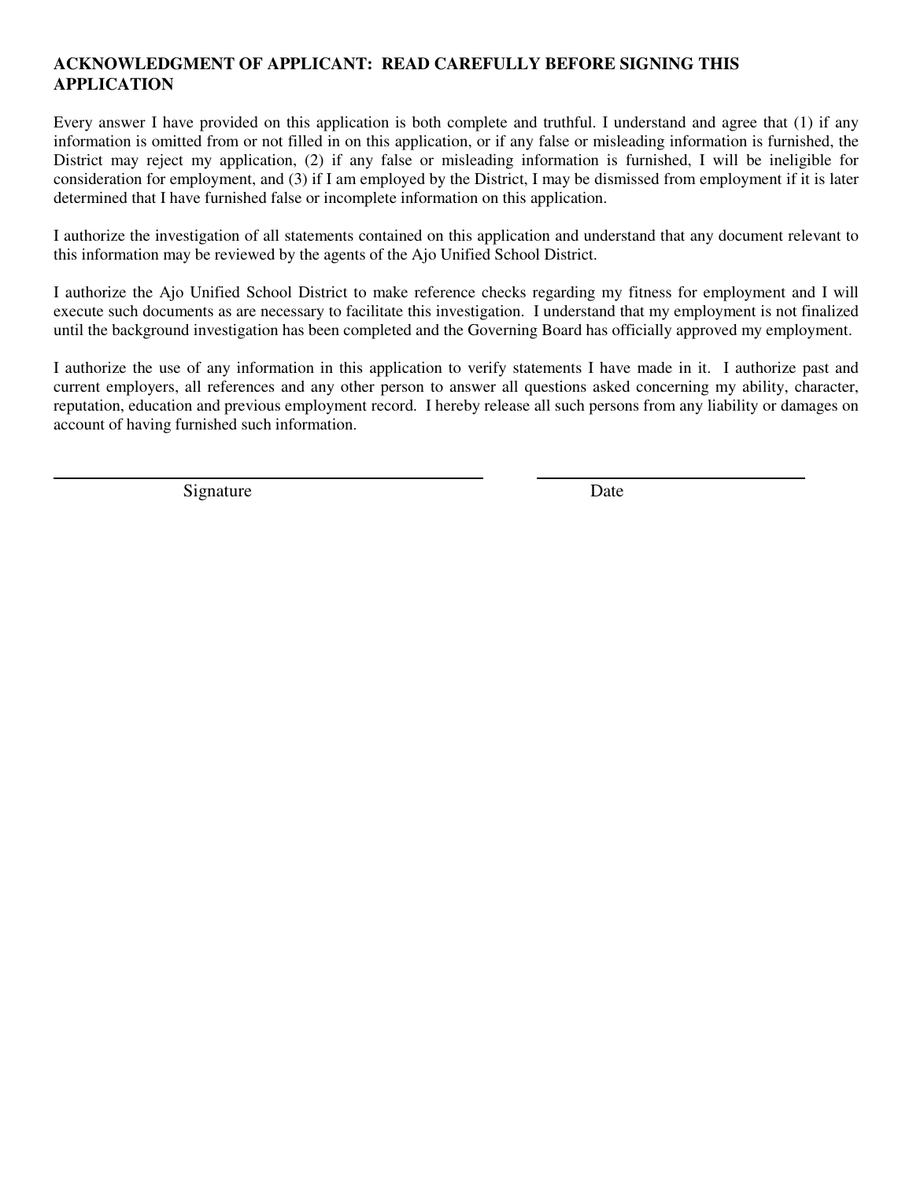**ACKNOWLEDGMENT OF APPLICANT: READ CAREFULLY BEFORE SIGNING THIS APPLICATION**

Every answer I have provided on this application is both complete and truthful. I understand and agree that (1) if any information is omitted from or not filled in on this application, or if any false or misleading information is furnished, the District may reject my application, (2) if any false or misleading information is furnished, I will be ineligible for consideration for employment, and (3) if I am employed by the District, I may be dismissed from employment if it is later determined that I have furnished false or incomplete information on this application.

I authorize the investigation of all statements contained on this application and understand that any document relevant to this information may be reviewed by the agents of the Ajo Unified School District.

I authorize the Ajo Unified School District to make reference checks regarding my fitness for employment and I will execute such documents as are necessary to facilitate this investigation. I understand that my employment is not finalized until the background investigation has been completed and the Governing Board has officially approved my employment.

I authorize the use of any information in this application to verify statements I have made in it. I authorize past and current employers, all references and any other person to answer all questions asked concerning my ability, character, reputation, education and previous employment record. I hereby release all such persons from any liability or damages on account of having furnished such information.

\_\_\_\_\_\_\_\_\_\_\_\_\_\_\_\_\_\_\_\_\_\_\_\_\_\_\_\_\_\_\_\_\_\_\_\_ \_\_\_\_\_\_\_\_\_\_\_\_\_\_\_\_\_\_\_\_\_\_

Signature Date